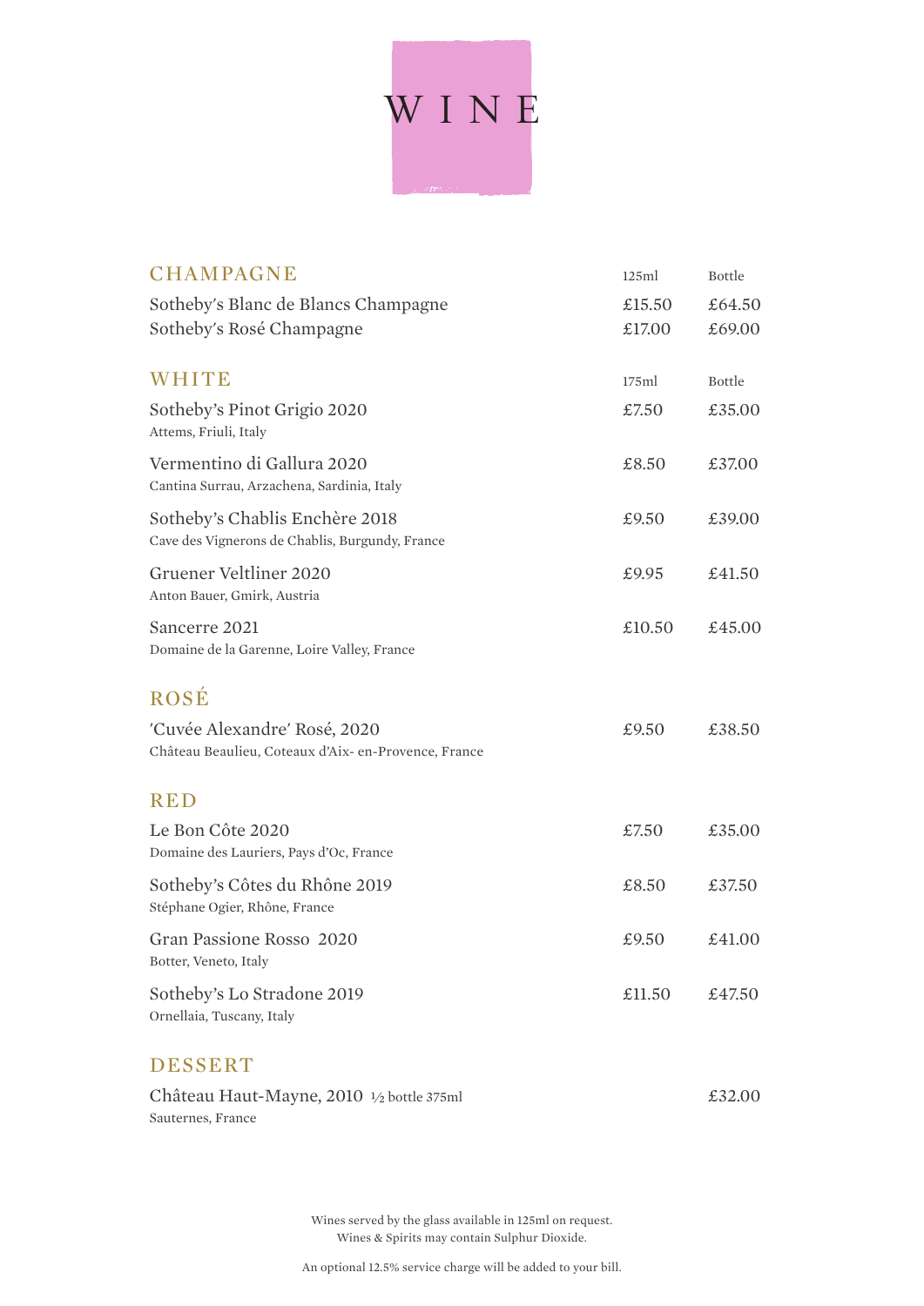# WINE

## CHAMPAGNE

| | 125ml | Bottle |
|---|---|---|
| Sotheby's Blanc de Blancs Champagne | £15.50 | £64.50 |
| Sotheby's Rosé Champagne | £17.00 | £69.00 |

## WHITE

| | 175ml | Bottle |
|---|---|---|
| Sotheby's Pinot Grigio 2020<br>Attems, Friuli, Italy | £7.50 | £35.00 |
| Vermentino di Gallura 2020<br>Cantina Surrau, Arzachena, Sardinia, Italy | £8.50 | £37.00 |
| Sotheby's Chablis Enchère 2018<br>Cave des Vignerons de Chablis, Burgundy, France | £9.50 | £39.00 |
| Gruener Veltliner 2020<br>Anton Bauer, Gmirk, Austria | £9.95 | £41.50 |
| Sancerre 2021<br>Domaine de la Garenne, Loire Valley, France | £10.50 | £45.00 |

## ROSÉ

| | | |
|---|---|---|
| 'Cuvée Alexandre' Rosé, 2020<br>Château Beaulieu, Coteaux d'Aix- en-Provence, France | £9.50 | £38.50 |

## RED

| | | |
|---|---|---|
| Le Bon Côte 2020<br>Domaine des Lauriers, Pays d'Oc, France | £7.50 | £35.00 |
| Sotheby's Côtes du Rhône 2019<br>Stéphane Ogier, Rhône, France | £8.50 | £37.50 |
| Gran Passione Rosso 2020<br>Botter, Veneto, Italy | £9.50 | £41.00 |
| Sotheby's Lo Stradone 2019<br>Ornellaia, Tuscany, Italy | £11.50 | £47.50 |

## DESSERT

| | | |
|---|---|---|
| Château Haut-Mayne, 2010 ½ bottle 375ml<br>Sauternes, France | | £32.00 |

Wines served by the glass available in 125ml on request.
Wines & Spirits may contain Sulphur Dioxide.

An optional 12.5% service charge will be added to your bill.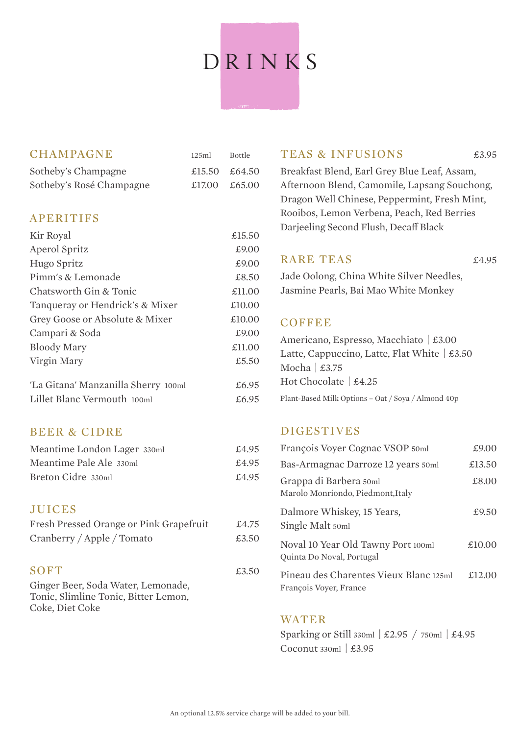# DRINKS

## CHAMPAGNE

| | 125ml | Bottle |
|---|---|---|
| Sotheby's Champagne | £15.50 | £64.50 |
| Sotheby's Rosé Champagne | £17.00 | £65.00 |

## APERITIFS

| | |
|---|---|
| Kir Royal | £15.50 |
| Aperol Spritz | £9.00 |
| Hugo Spritz | £9.00 |
| Pimm's & Lemonade | £8.50 |
| Chatsworth Gin & Tonic | £11.00 |
| Tanqueray or Hendrick's & Mixer | £10.00 |
| Grey Goose or Absolute & Mixer | £10.00 |
| Campari & Soda | £9.00 |
| Bloody Mary | £11.00 |
| Virgin Mary | £5.50 |
| 'La Gitana' Manzanilla Sherry 100ml | £6.95 |
| Lillet Blanc Vermouth 100ml | £6.95 |

## BEER & CIDRE

| | |
|---|---|
| Meantime London Lager 330ml | £4.95 |
| Meantime Pale Ale 330ml | £4.95 |
| Breton Cidre 330ml | £4.95 |

## JUICES

| | |
|---|---|
| Fresh Pressed Orange or Pink Grapefruit | £4.75 |
| Cranberry / Apple / Tomato | £3.50 |

## SOFT £3.50

Ginger Beer, Soda Water, Lemonade, Tonic, Slimline Tonic, Bitter Lemon, Coke, Diet Coke

## TEAS & INFUSIONS £3.95

Breakfast Blend, Earl Grey Blue Leaf, Assam, Afternoon Blend, Camomile, Lapsang Souchong, Dragon Well Chinese, Peppermint, Fresh Mint, Rooibos, Lemon Verbena, Peach, Red Berries Darjeeling Second Flush, Decaff Black

## RARE TEAS £4.95

Jade Oolong, China White Silver Needles, Jasmine Pearls, Bai Mao White Monkey

## COFFEE

Americano, Espresso, Macchiato | £3.00
Latte, Cappuccino, Latte, Flat White | £3.50
Mocha | £3.75
Hot Chocolate | £4.25

Plant-Based Milk Options – Oat / Soya / Almond 40p

## DIGESTIVES

| | |
|---|---|
| François Voyer Cognac VSOP 50ml | £9.00 |
| Bas-Armagnac Darroze 12 years 50ml | £13.50 |
| Grappa di Barbera 50ml<br>Marolo Monriondo, Piedmont,Italy | £8.00 |
| Dalmore Whiskey, 15 Years, Single Malt 50ml | £9.50 |
| Noval 10 Year Old Tawny Port 100ml<br>Quinta Do Noval, Portugal | £10.00 |
| Pineau des Charentes Vieux Blanc 125ml<br>François Voyer, France | £12.00 |

## WATER

Sparking or Still 330ml | £2.95 / 750ml | £4.95
Coconut 330ml | £3.95

An optional 12.5% service charge will be added to your bill.